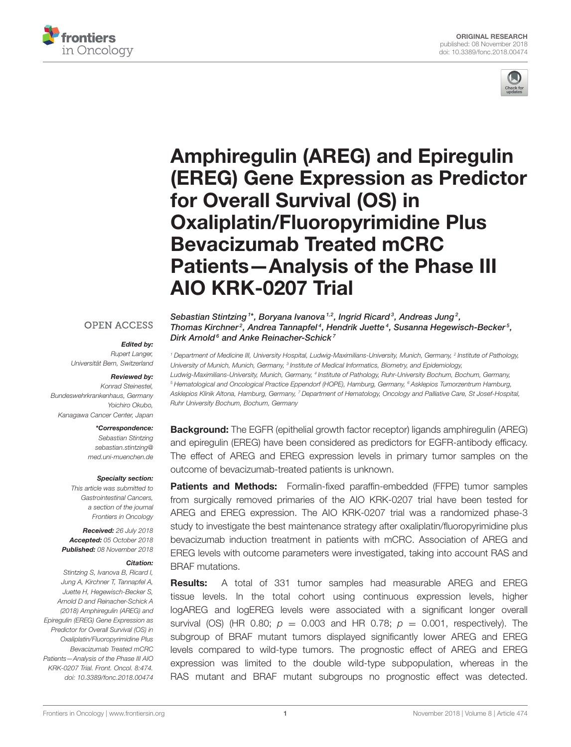ORIGINAL RESEARCH
published: 08 November 2018
doi: 10.3389/fonc.2018.00474

# Amphiregulin (AREG) and Epiregulin (EREG) Gene Expression as Predictor for Overall Survival (OS) in Oxaliplatin/Fluoropyrimidine Plus Bevacizumab Treated mCRC Patients—Analysis of the Phase III AIO KRK-0207 Trial

*Sebastian Stintzing[1]\*, Boryana Ivanova[1,2], Ingrid Ricard[3], Andreas Jung[2], Thomas Kirchner[2], Andrea Tannapfel[4], Hendrik Juette[4], Susanna Hegewisch-Becker[5], Dirk Arnold[6] and Anke Reinacher-Schick[7]*

[1] Department of Medicine III, University Hospital, Ludwig-Maximilians-University, Munich, Germany, [2] Institute of Pathology, University of Munich, Munich, Germany, [3] Institute of Medical Informatics, Biometry, and Epidemiology, Ludwig-Maximilians-University, Munich, Germany, [4] Institute of Pathology, Ruhr-University Bochum, Bochum, Germany, [5] Hematological and Oncological Practice Eppendorf (HOPE), Hamburg, Germany, [6] Asklepios Tumorzentrum Hamburg, Asklepios Klinik Altona, Hamburg, Germany, [7] Department of Hematology, Oncology and Palliative Care, St Josef-Hospital, Ruhr University Bochum, Bochum, Germany

OPEN ACCESS

***Edited by:***
*Rupert Langer, Universität Bern, Switzerland*

***Reviewed by:***
*Konrad Steinestel, Bundeswehrkrankenhaus, Germany*
*Yoichiro Okubo, Kanagawa Cancer Center, Japan*

***\*Correspondence:***
*Sebastian Stintzing*
*sebastian.stintzing@med.uni-muenchen.de*

***Specialty section:***
*This article was submitted to Gastrointestinal Cancers, a section of the journal Frontiers in Oncology*

***Received:*** *26 July 2018*
***Accepted:*** *05 October 2018*
***Published:*** *08 November 2018*

***Citation:***
*Stintzing S, Ivanova B, Ricard I, Jung A, Kirchner T, Tannapfel A, Juette H, Hegewisch-Becker S, Arnold D and Reinacher-Schick A (2018) Amphiregulin (AREG) and Epiregulin (EREG) Gene Expression as Predictor for Overall Survival (OS) in Oxaliplatin/Fluoropyrimidine Plus Bevacizumab Treated mCRC Patients—Analysis of the Phase III AIO KRK-0207 Trial. Front. Oncol. 8:474. doi: 10.3389/fonc.2018.00474*

**Background:** The EGFR (epithelial growth factor receptor) ligands amphiregulin (AREG) and epiregulin (EREG) have been considered as predictors for EGFR-antibody efficacy. The effect of AREG and EREG expression levels in primary tumor samples on the outcome of bevacizumab-treated patients is unknown.

**Patients and Methods:** Formalin-fixed paraffin-embedded (FFPE) tumor samples from surgically removed primaries of the AIO KRK-0207 trial have been tested for AREG and EREG expression. The AIO KRK-0207 trial was a randomized phase-3 study to investigate the best maintenance strategy after oxaliplatin/fluoropyrimidine plus bevacizumab induction treatment in patients with mCRC. Association of AREG and EREG levels with outcome parameters were investigated, taking into account RAS and BRAF mutations.

**Results:** A total of 331 tumor samples had measurable AREG and EREG tissue levels. In the total cohort using continuous expression levels, higher logAREG and logEREG levels were associated with a significant longer overall survival (OS) (HR 0.80; $p$ = 0.003 and HR 0.78; $p$ = 0.001, respectively). The subgroup of BRAF mutant tumors displayed significantly lower AREG and EREG levels compared to wild-type tumors. The prognostic effect of AREG and EREG expression was limited to the double wild-type subpopulation, whereas in the RAS mutant and BRAF mutant subgroups no prognostic effect was detected.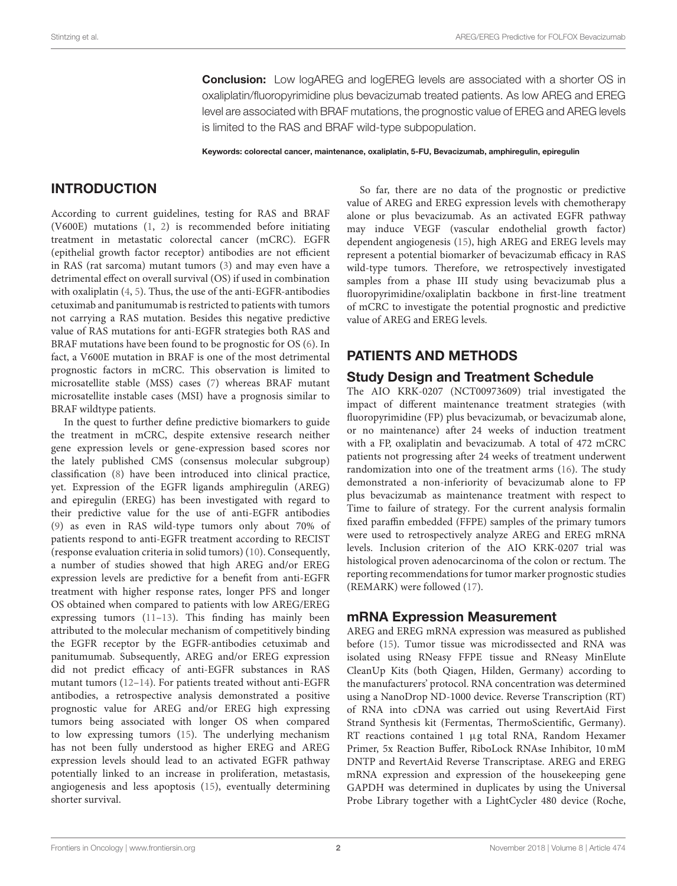**Conclusion:** Low logAREG and logEREG levels are associated with a shorter OS in oxaliplatin/fluoropyrimidine plus bevacizumab treated patients. As low AREG and EREG level are associated with BRAF mutations, the prognostic value of EREG and AREG levels is limited to the RAS and BRAF wild-type subpopulation.

**Keywords: colorectal cancer, maintenance, oxaliplatin, 5-FU, Bevacizumab, amphiregulin, epiregulin**

## INTRODUCTION

According to current guidelines, testing for RAS and BRAF (V600E) mutations (1, 2) is recommended before initiating treatment in metastatic colorectal cancer (mCRC). EGFR (epithelial growth factor receptor) antibodies are not efficient in RAS (rat sarcoma) mutant tumors (3) and may even have a detrimental effect on overall survival (OS) if used in combination with oxaliplatin (4, 5). Thus, the use of the anti-EGFR-antibodies cetuximab and panitumumab is restricted to patients with tumors not carrying a RAS mutation. Besides this negative predictive value of RAS mutations for anti-EGFR strategies both RAS and BRAF mutations have been found to be prognostic for OS (6). In fact, a V600E mutation in BRAF is one of the most detrimental prognostic factors in mCRC. This observation is limited to microsatellite stable (MSS) cases (7) whereas BRAF mutant microsatellite instable cases (MSI) have a prognosis similar to BRAF wildtype patients.

In the quest to further define predictive biomarkers to guide the treatment in mCRC, despite extensive research neither gene expression levels or gene-expression based scores nor the lately published CMS (consensus molecular subgroup) classification (8) have been introduced into clinical practice, yet. Expression of the EGFR ligands amphiregulin (AREG) and epiregulin (EREG) has been investigated with regard to their predictive value for the use of anti-EGFR antibodies (9) as even in RAS wild-type tumors only about 70% of patients respond to anti-EGFR treatment according to RECIST (response evaluation criteria in solid tumors) (10). Consequently, a number of studies showed that high AREG and/or EREG expression levels are predictive for a benefit from anti-EGFR treatment with higher response rates, longer PFS and longer OS obtained when compared to patients with low AREG/EREG expressing tumors (11–13). This finding has mainly been attributed to the molecular mechanism of competitively binding the EGFR receptor by the EGFR-antibodies cetuximab and panitumumab. Subsequently, AREG and/or EREG expression did not predict efficacy of anti-EGFR substances in RAS mutant tumors (12–14). For patients treated without anti-EGFR antibodies, a retrospective analysis demonstrated a positive prognostic value for AREG and/or EREG high expressing tumors being associated with longer OS when compared to low expressing tumors (15). The underlying mechanism has not been fully understood as higher EREG and AREG expression levels should lead to an activated EGFR pathway potentially linked to an increase in proliferation, metastasis, angiogenesis and less apoptosis (15), eventually determining shorter survival.

So far, there are no data of the prognostic or predictive value of AREG and EREG expression levels with chemotherapy alone or plus bevacizumab. As an activated EGFR pathway may induce VEGF (vascular endothelial growth factor) dependent angiogenesis (15), high AREG and EREG levels may represent a potential biomarker of bevacizumab efficacy in RAS wild-type tumors. Therefore, we retrospectively investigated samples from a phase III study using bevacizumab plus a fluoropyrimidine/oxaliplatin backbone in first-line treatment of mCRC to investigate the potential prognostic and predictive value of AREG and EREG levels.

## PATIENTS AND METHODS

### Study Design and Treatment Schedule

The AIO KRK-0207 (NCT00973609) trial investigated the impact of different maintenance treatment strategies (with fluoropyrimidine (FP) plus bevacizumab, or bevacizumab alone, or no maintenance) after 24 weeks of induction treatment with a FP, oxaliplatin and bevacizumab. A total of 472 mCRC patients not progressing after 24 weeks of treatment underwent randomization into one of the treatment arms (16). The study demonstrated a non-inferiority of bevacizumab alone to FP plus bevacizumab as maintenance treatment with respect to Time to failure of strategy. For the current analysis formalin fixed paraffin embedded (FFPE) samples of the primary tumors were used to retrospectively analyze AREG and EREG mRNA levels. Inclusion criterion of the AIO KRK-0207 trial was histological proven adenocarcinoma of the colon or rectum. The reporting recommendations for tumor marker prognostic studies (REMARK) were followed (17).

### mRNA Expression Measurement

AREG and EREG mRNA expression was measured as published before (15). Tumor tissue was microdissected and RNA was isolated using RNeasy FFPE tissue and RNeasy MinElute CleanUp Kits (both Qiagen, Hilden, Germany) according to the manufacturers' protocol. RNA concentration was determined using a NanoDrop ND-1000 device. Reverse Transcription (RT) of RNA into cDNA was carried out using RevertAid First Strand Synthesis kit (Fermentas, ThermoScientific, Germany). RT reactions contained 1 µg total RNA, Random Hexamer Primer, 5x Reaction Buffer, RiboLock RNAse Inhibitor, 10 mM DNTP and RevertAid Reverse Transcriptase. AREG and EREG mRNA expression and expression of the housekeeping gene GAPDH was determined in duplicates by using the Universal Probe Library together with a LightCycler 480 device (Roche,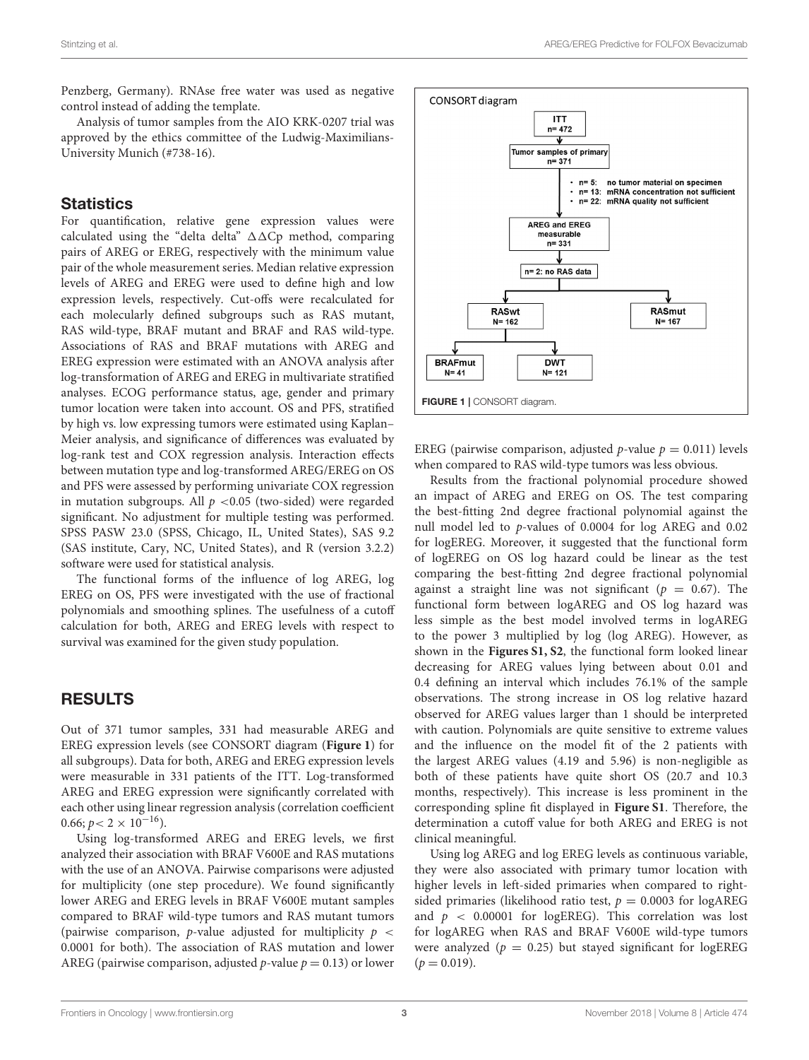Penzberg, Germany). RNAse free water was used as negative control instead of adding the template.

Analysis of tumor samples from the AIO KRK-0207 trial was approved by the ethics committee of the Ludwig-Maximilians-University Munich (#738-16).

## Statistics

For quantification, relative gene expression values were calculated using the "delta delta" $\Delta\Delta$Cp method, comparing pairs of AREG or EREG, respectively with the minimum value pair of the whole measurement series. Median relative expression levels of AREG and EREG were used to define high and low expression levels, respectively. Cut-offs were recalculated for each molecularly defined subgroups such as RAS mutant, RAS wild-type, BRAF mutant and BRAF and RAS wild-type. Associations of RAS and BRAF mutations with AREG and EREG expression were estimated with an ANOVA analysis after log-transformation of AREG and EREG in multivariate stratified analyses. ECOG performance status, age, gender and primary tumor location were taken into account. OS and PFS, stratified by high vs. low expressing tumors were estimated using Kaplan–Meier analysis, and significance of differences was evaluated by log-rank test and COX regression analysis. Interaction effects between mutation type and log-transformed AREG/EREG on OS and PFS were assessed by performing univariate COX regression in mutation subgroups. All $p < 0.05$ (two-sided) were regarded significant. No adjustment for multiple testing was performed. SPSS PASW 23.0 (SPSS, Chicago, IL, United States), SAS 9.2 (SAS institute, Cary, NC, United States), and R (version 3.2.2) software were used for statistical analysis.

The functional forms of the influence of log AREG, log EREG on OS, PFS were investigated with the use of fractional polynomials and smoothing splines. The usefulness of a cutoff calculation for both, AREG and EREG levels with respect to survival was examined for the given study population.

## RESULTS

Out of 371 tumor samples, 331 had measurable AREG and EREG expression levels (see CONSORT diagram (**Figure 1**) for all subgroups). Data for both, AREG and EREG expression levels were measurable in 331 patients of the ITT. Log-transformed AREG and EREG expression were significantly correlated with each other using linear regression analysis (correlation coefficient 0.66; $p < 2 \times 10^{-16}$).

Using log-transformed AREG and EREG levels, we first analyzed their association with BRAF V600E and RAS mutations with the use of an ANOVA. Pairwise comparisons were adjusted for multiplicity (one step procedure). We found significantly lower AREG and EREG levels in BRAF V600E mutant samples compared to BRAF wild-type tumors and RAS mutant tumors (pairwise comparison, $p$-value adjusted for multiplicity $p < 0.0001$ for both). The association of RAS mutation and lower AREG (pairwise comparison, adjusted $p$-value $p = 0.13$) or lower EREG (pairwise comparison, adjusted $p$-value $p = 0.011$) levels when compared to RAS wild-type tumors was less obvious.

CONSORT diagram

- ITT n= 472
- Tumor samples of primary n= 371
  - n= 5: no tumor material on specimen
  - n= 13: mRNA concentration not sufficient
  - n= 22: mRNA quality not sufficient
- AREG and EREG measurable n= 331
- n= 2: no RAS data
- RASwt N= 162; RASmut N= 167
- BRAFmut N= 41; DWT N= 121

**FIGURE 1** | CONSORT diagram.

Results from the fractional polynomial procedure showed an impact of AREG and EREG on OS. The test comparing the best-fitting 2nd degree fractional polynomial against the null model led to $p$-values of 0.0004 for log AREG and 0.02 for logEREG. Moreover, it suggested that the functional form of logEREG on OS log hazard could be linear as the test comparing the best-fitting 2nd degree fractional polynomial against a straight line was not significant ($p = 0.67$). The functional form between logAREG and OS log hazard was less simple as the best model involved terms in logAREG to the power 3 multiplied by log (log AREG). However, as shown in the **Figures S1, S2**, the functional form looked linear decreasing for AREG values lying between about 0.01 and 0.4 defining an interval which includes 76.1% of the sample observations. The strong increase in OS log relative hazard observed for AREG values larger than 1 should be interpreted with caution. Polynomials are quite sensitive to extreme values and the influence on the model fit of the 2 patients with the largest AREG values (4.19 and 5.96) is non-negligible as both of these patients have quite short OS (20.7 and 10.3 months, respectively). This increase is less prominent in the corresponding spline fit displayed in **Figure S1**. Therefore, the determination a cutoff value for both AREG and EREG is not clinical meaningful.

Using log AREG and log EREG levels as continuous variable, they were also associated with primary tumor location with higher levels in left-sided primaries when compared to right-sided primaries (likelihood ratio test, $p = 0.0003$ for logAREG and $p < 0.00001$ for logEREG). This correlation was lost for logAREG when RAS and BRAF V600E wild-type tumors were analyzed ($p = 0.25$) but stayed significant for logEREG ($p = 0.019$).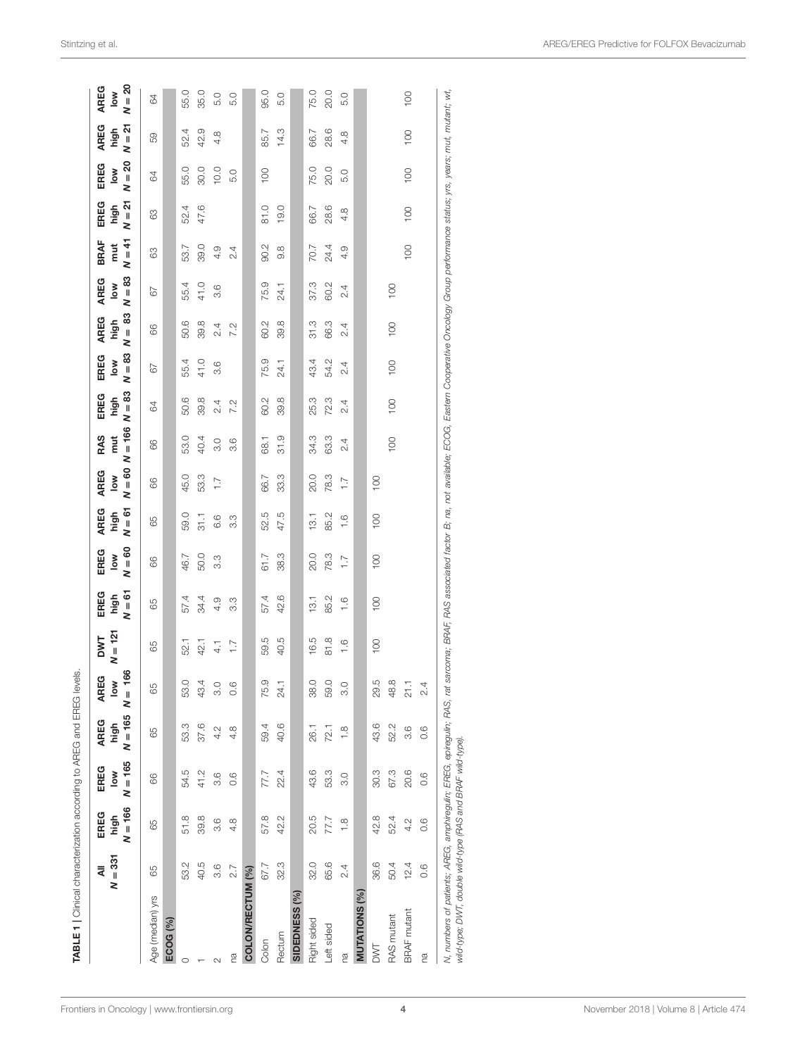**TABLE 1** | Clinical characterization according to AREG and EREG levels.

| | All N = 331 | EREG high N = 166 | EREG low N = 165 | AREG high N = 165 | AREG low N = 166 | DWT N = 121 | EREG high N = 61 | EREG low N = 60 | AREG high N = 61 | AREG low N = 60 | RAS mut N = 166 | EREG high N = 83 | EREG low N = 83 | AREG high N = 83 | AREG low N = 83 | BRAF mut N = 41 | EREG high N = 21 | EREG low N = 20 | AREG high N = 21 | AREG low N = 20 |
|---|---|---|---|---|---|---|---|---|---|---|---|---|---|---|---|---|---|---|---|---|
| Age (median) yrs | 65 | 65 | 66 | 65 | 65 | 65 | 65 | 66 | 65 | 66 | 66 | 64 | 67 | 66 | 67 | 63 | 63 | 64 | 59 | 64 |
| **ECOG (%)** | | | | | | | | | | | | | | | | | | | | |
| 0 | 53.2 | 51.8 | 54.5 | 53.3 | 53.0 | 52.1 | 57.4 | 46.7 | 59.0 | 45.0 | 53.0 | 50.6 | 55.4 | 50.6 | 55.4 | 53.7 | 52.4 | 55.0 | 52.4 | 55.0 |
| 1 | 40.5 | 39.8 | 41.2 | 37.6 | 43.4 | 42.1 | 34.4 | 50.0 | 31.1 | 53.3 | 40.4 | 39.8 | 41.0 | 39.8 | 41.0 | 39.0 | 47.6 | 30.0 | 42.9 | 35.0 |
| 2 | 3.6 | 3.6 | 3.6 | 4.2 | 3.0 | 4.1 | 4.9 | 3.3 | 6.6 | 1.7 | 3.0 | 2.4 | 3.6 | 2.4 | 3.6 | 4.9 | | 10.0 | 4.8 | 5.0 |
| na | 2.7 | 4.8 | 0.6 | 4.8 | 0.6 | 1.7 | 3.3 | | 3.3 | | 3.6 | 7.2 | | 7.2 | | 2.4 | | 5.0 | | 5.0 |
| **COLON/RECTUM (%)** | | | | | | | | | | | | | | | | | | | | |
| Colon | 67.7 | 57.8 | 77.7 | 59.4 | 75.9 | 59.5 | 57.4 | 61.7 | 52.5 | 66.7 | 68.1 | 60.2 | 75.9 | 60.2 | 75.9 | 90.2 | 81.0 | 100 | 85.7 | 95.0 |
| Rectum | 32.3 | 42.2 | 22.4 | 40.6 | 24.1 | 40.5 | 42.6 | 38.3 | 47.5 | 33.3 | 31.9 | 39.8 | 24.1 | 39.8 | 24.1 | 9.8 | 19.0 | | 14.3 | 5.0 |
| **SIDEDNESS (%)** | | | | | | | | | | | | | | | | | | | | |
| Right sided | 32.0 | 20.5 | 43.6 | 26.1 | 38.0 | 16.5 | 13.1 | 20.0 | 13.1 | 20.0 | 34.3 | 25.3 | 43.4 | 31.3 | 37.3 | 70.7 | 66.7 | 75.0 | 66.7 | 75.0 |
| Left sided | 65.6 | 77.7 | 53.3 | 72.1 | 59.0 | 81.8 | 85.2 | 78.3 | 85.2 | 78.3 | 63.3 | 72.3 | 54.2 | 66.3 | 60.2 | 24.4 | 28.6 | 20.0 | 28.6 | 20.0 |
| na | 2.4 | 1.8 | 3.0 | 1.8 | 3.0 | 1.6 | 1.6 | 1.7 | 1.6 | 1.7 | 2.4 | 2.4 | 2.4 | 2.4 | 2.4 | 4.9 | 4.8 | 5.0 | 4.8 | 5.0 |
| **MUTATIONS (%)** | | | | | | | | | | | | | | | | | | | | |
| DWT | 36.6 | 42.8 | 30.3 | 43.6 | 29.5 | 100 | 100 | 100 | 100 | 100 | | | | | | | | | | |
| RAS mutant | 50.4 | 52.4 | 67.3 | 52.2 | 48.8 | | | | | | 100 | 100 | 100 | 100 | 100 | | | | | |
| BRAF mutant | 12.4 | 4.2 | 20.6 | 3.6 | 21.1 | | | | | | | | | | | 100 | 100 | 100 | 100 | 100 |
| na | 0.6 | 0.6 | 0.6 | 0.6 | 2.4 | | | | | | | | | | | | | | | |

*N, numbers of patients; AREG, amphiregulin; EREG, epiregulin; RAS, rat sarcoma; BRAF, RAS associated factor B; na, not available; ECOG, Eastern Cooperative Oncology Group performance status; yrs, years; mut, mutant; wt, wild-type; DWT, double wild-type (RAS and BRAF wild-type).*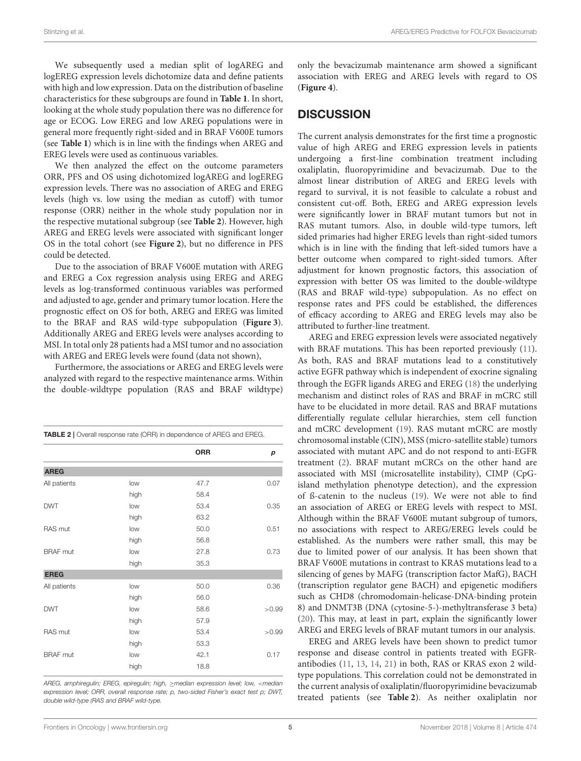We subsequently used a median split of logAREG and logEREG expression levels dichotomize data and define patients with high and low expression. Data on the distribution of baseline characteristics for these subgroups are found in **Table 1**. In short, looking at the whole study population there was no difference for age or ECOG. Low EREG and low AREG populations were in general more frequently right-sided and in BRAF V600E tumors (see **Table 1**) which is in line with the findings when AREG and EREG levels were used as continuous variables.

We then analyzed the effect on the outcome parameters ORR, PFS and OS using dichotomized logAREG and logEREG expression levels. There was no association of AREG and EREG levels (high vs. low using the median as cutoff) with tumor response (ORR) neither in the whole study population nor in the respective mutational subgroup (see **Table 2**). However, high AREG and EREG levels were associated with significant longer OS in the total cohort (see **Figure 2**), but no difference in PFS could be detected.

Due to the association of BRAF V600E mutation with AREG and EREG a Cox regression analysis using EREG and AREG levels as log-transformed continuous variables was performed and adjusted to age, gender and primary tumor location. Here the prognostic effect on OS for both, AREG and EREG was limited to the BRAF and RAS wild-type subpopulation (**Figure 3**). Additionally AREG and EREG levels were analyses according to MSI. In total only 28 patients had a MSI tumor and no association with AREG and EREG levels were found (data not shown),

Furthermore, the associations or AREG and EREG levels were analyzed with regard to the respective maintenance arms. Within the double-wildtype population (RAS and BRAF wildtype) only the bevacizumab maintenance arm showed a significant association with EREG and AREG levels with regard to OS (**Figure 4**).

**TABLE 2** | Overall response rate (ORR) in dependence of AREG and EREG.

| | | ORR | *p* |
|---|---|---|---|
| **AREG** | | | |
| All patients | low | 47.7 | 0.07 |
| | high | 58.4 | |
| DWT | low | 53.4 | 0.35 |
| | high | 63.2 | |
| RAS mut | low | 50.0 | 0.51 |
| | high | 56.8 | |
| BRAF mut | low | 27.8 | 0.73 |
| | high | 35.3 | |
| **EREG** | | | |
| All patients | low | 50.0 | 0.36 |
| | high | 56.0 | |
| DWT | low | 58.6 | >0.99 |
| | high | 57.9 | |
| RAS mut | low | 53.4 | >0.99 |
| | high | 53.3 | |
| BRAF mut | low | 42.1 | 0.17 |
| | high | 18.8 | |

*AREG, amphiregulin; EREG, epiregulin; high, ≥median expression level; low, <median expression level; ORR, overall response rate; p, two-sided Fisher's exact test p; DWT, double wild-type (RAS and BRAF wild-type.*

## DISCUSSION

The current analysis demonstrates for the first time a prognostic value of high AREG and EREG expression levels in patients undergoing a first-line combination treatment including oxaliplatin, fluoropyrimidine and bevacizumab. Due to the almost linear distribution of AREG and EREG levels with regard to survival, it is not feasible to calculate a robust and consistent cut-off. Both, EREG and AREG expression levels were significantly lower in BRAF mutant tumors but not in RAS mutant tumors. Also, in double wild-type tumors, left sided primaries had higher EREG levels than right-sided tumors which is in line with the finding that left-sided tumors have a better outcome when compared to right-sided tumors. After adjustment for known prognostic factors, this association of expression with better OS was limited to the double-wildtype (RAS and BRAF wild-type) subpopulation. As no effect on response rates and PFS could be established, the differences of efficacy according to AREG and EREG levels may also be attributed to further-line treatment.

AREG and EREG expression levels were associated negatively with BRAF mutations. This has been reported previously (11). As both, RAS and BRAF mutations lead to a constitutively active EGFR pathway which is independent of exocrine signaling through the EGFR ligands AREG and EREG (18) the underlying mechanism and distinct roles of RAS and BRAF in mCRC still have to be elucidated in more detail. RAS and BRAF mutations differentially regulate cellular hierarchies, stem cell function and mCRC development (19). RAS mutant mCRC are mostly chromosomal instable (CIN), MSS (micro-satellite stable) tumors associated with mutant APC and do not respond to anti-EGFR treatment (2). BRAF mutant mCRCs on the other hand are associated with MSI (microsatellite instability), CIMP (CpG-island methylation phenotype detection), and the expression of ß-catenin to the nucleus (19). We were not able to find an association of AREG or EREG levels with respect to MSI. Although within the BRAF V600E mutant subgroup of tumors, no associations with respect to AREG/EREG levels could be established. As the numbers were rather small, this may be due to limited power of our analysis. It has been shown that BRAF V600E mutations in contrast to KRAS mutations lead to a silencing of genes by MAFG (transcription factor MafG), BACH (transcription regulator gene BACH) and epigenetic modifiers such as CHD8 (chromodomain-helicase-DNA-binding protein 8) and DNMT3B (DNA (cytosine-5-)-methyltransferase 3 beta) (20). This may, at least in part, explain the significantly lower AREG and EREG levels of BRAF mutant tumors in our analysis.

EREG and AREG levels have been shown to predict tumor response and disease control in patients treated with EGFR-antibodies (11, 13, 14, 21) in both, RAS or KRAS exon 2 wild-type populations. This correlation could not be demonstrated in the current analysis of oxaliplatin/fluoropyrimidine bevacizumab treated patients (see **Table 2**). As neither oxaliplatin nor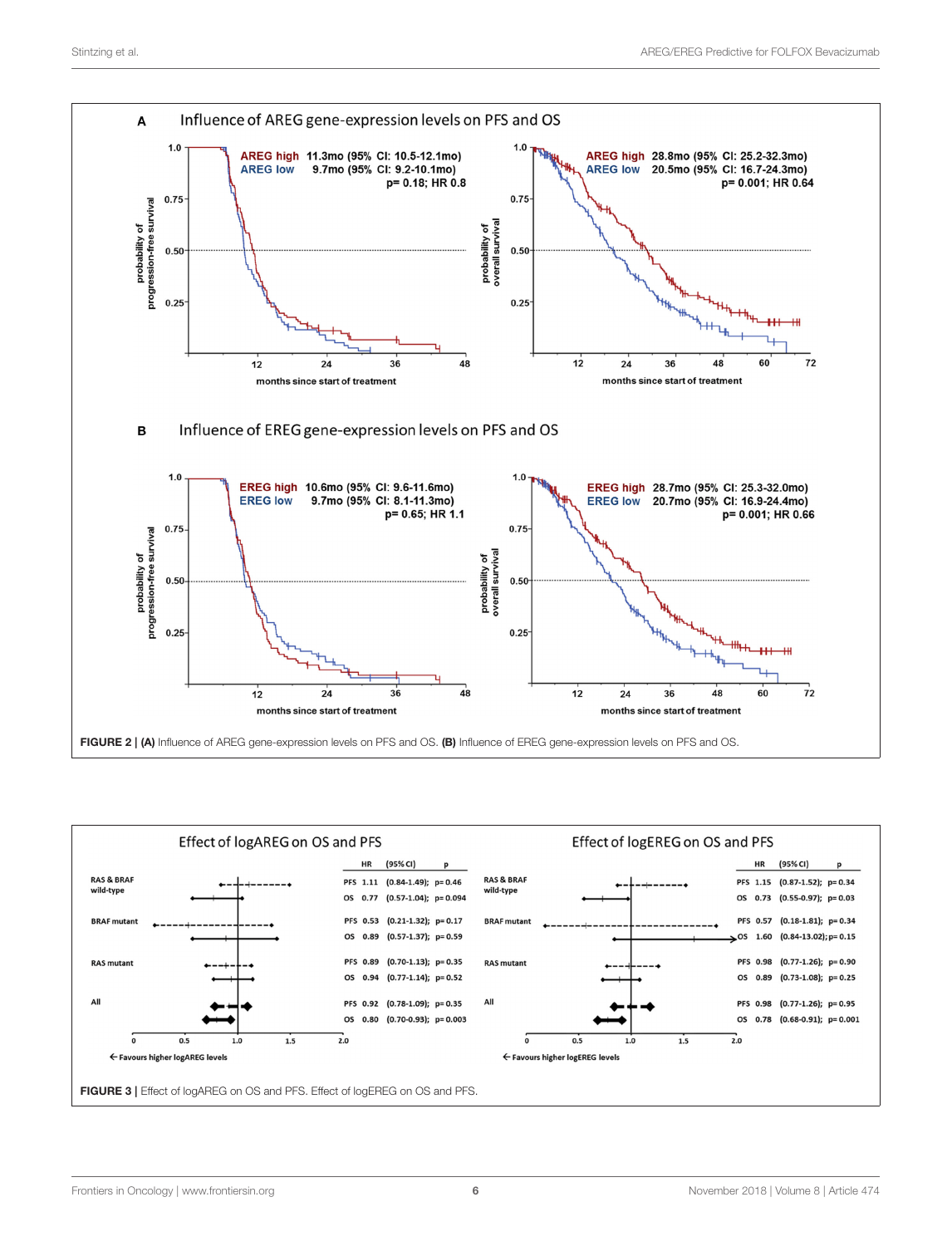**FIGURE 2 | (A)** Influence of AREG gene-expression levels on PFS and OS. **(B)** Influence of EREG gene-expression levels on PFS and OS.

**FIGURE 3 |** Effect of logAREG on OS and PFS. Effect of logEREG on OS and PFS.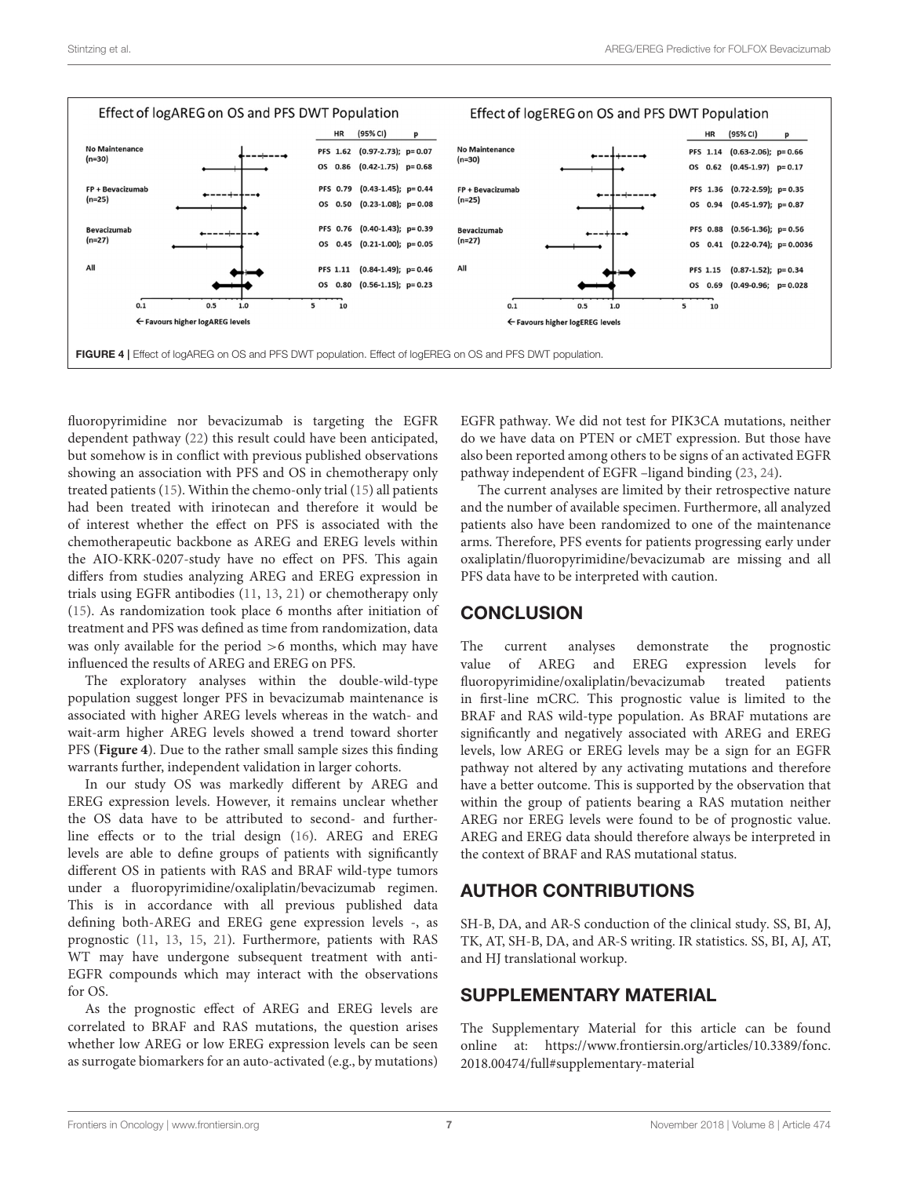Effect of logAREG on OS and PFS DWT Population

| | HR | (95% CI) | p |
|---|---|---|---|
| No Maintenance (n=30) | PFS 1.62 | (0.97-2.73); | p= 0.07 |
| | OS 0.86 | (0.42-1.75) | p= 0.68 |
| FP + Bevacizumab (n=25) | PFS 0.79 | (0.43-1.45); | p= 0.44 |
| | OS 0.50 | (0.23-1.08); | p= 0.08 |
| Bevacizumab (n=27) | PFS 0.76 | (0.40-1.43); | p= 0.39 |
| | OS 0.45 | (0.21-1.00); | p= 0.05 |
| All | PFS 1.11 | (0.84-1.49); | p= 0.46 |
| | OS 0.80 | (0.56-1.15); | p= 0.23 |

← Favours higher logAREG levels

Effect of logEREG on OS and PFS DWT Population

| | HR | (95% CI) | p |
|---|---|---|---|
| No Maintenance (n=30) | PFS 1.14 | (0.63-2.06); | p= 0.66 |
| | OS 0.62 | (0.45-1.97) | p= 0.17 |
| FP + Bevacizumab (n=25) | PFS 1.36 | (0.72-2.59); | p= 0.35 |
| | OS 0.94 | (0.45-1.97); | p= 0.87 |
| Bevacizumab (n=27) | PFS 0.88 | (0.56-1.36); | p= 0.56 |
| | OS 0.41 | (0.22-0.74); | p= 0.0036 |
| All | PFS 1.15 | (0.87-1.52); | p= 0.34 |
| | OS 0.69 | (0.49-0.96; | p= 0.028 |

← Favours higher logEREG levels

**FIGURE 4 |** Effect of logAREG on OS and PFS DWT population. Effect of logEREG on OS and PFS DWT population.

fluoropyrimidine nor bevacizumab is targeting the EGFR dependent pathway (22) this result could have been anticipated, but somehow is in conflict with previous published observations showing an association with PFS and OS in chemotherapy only treated patients (15). Within the chemo-only trial (15) all patients had been treated with irinotecan and therefore it would be of interest whether the effect on PFS is associated with the chemotherapeutic backbone as AREG and EREG levels within the AIO-KRK-0207-study have no effect on PFS. This again differs from studies analyzing AREG and EREG expression in trials using EGFR antibodies (11, 13, 21) or chemotherapy only (15). As randomization took place 6 months after initiation of treatment and PFS was defined as time from randomization, data was only available for the period >6 months, which may have influenced the results of AREG and EREG on PFS.

The exploratory analyses within the double-wild-type population suggest longer PFS in bevacizumab maintenance is associated with higher AREG levels whereas in the watch- and wait-arm higher AREG levels showed a trend toward shorter PFS (**Figure 4**). Due to the rather small sample sizes this finding warrants further, independent validation in larger cohorts.

In our study OS was markedly different by AREG and EREG expression levels. However, it remains unclear whether the OS data have to be attributed to second- and further-line effects or to the trial design (16). AREG and EREG levels are able to define groups of patients with significantly different OS in patients with RAS and BRAF wild-type tumors under a fluoropyrimidine/oxaliplatin/bevacizumab regimen. This is in accordance with all previous published data defining both-AREG and EREG gene expression levels -, as prognostic (11, 13, 15, 21). Furthermore, patients with RAS WT may have undergone subsequent treatment with anti-EGFR compounds which may interact with the observations for OS.

As the prognostic effect of AREG and EREG levels are correlated to BRAF and RAS mutations, the question arises whether low AREG or low EREG expression levels can be seen as surrogate biomarkers for an auto-activated (e.g., by mutations) EGFR pathway. We did not test for PIK3CA mutations, neither do we have data on PTEN or cMET expression. But those have also been reported among others to be signs of an activated EGFR pathway independent of EGFR –ligand binding (23, 24).

The current analyses are limited by their retrospective nature and the number of available specimen. Furthermore, all analyzed patients also have been randomized to one of the maintenance arms. Therefore, PFS events for patients progressing early under oxaliplatin/fluoropyrimidine/bevacizumab are missing and all PFS data have to be interpreted with caution.

## CONCLUSION

The current analyses demonstrate the prognostic value of AREG and EREG expression levels for fluoropyrimidine/oxaliplatin/bevacizumab treated patients in first-line mCRC. This prognostic value is limited to the BRAF and RAS wild-type population. As BRAF mutations are significantly and negatively associated with AREG and EREG levels, low AREG or EREG levels may be a sign for an EGFR pathway not altered by any activating mutations and therefore have a better outcome. This is supported by the observation that within the group of patients bearing a RAS mutation neither AREG nor EREG levels were found to be of prognostic value. AREG and EREG data should therefore always be interpreted in the context of BRAF and RAS mutational status.

## AUTHOR CONTRIBUTIONS

SH-B, DA, and AR-S conduction of the clinical study. SS, BI, AJ, TK, AT, SH-B, DA, and AR-S writing. IR statistics. SS, BI, AJ, AT, and HJ translational workup.

## SUPPLEMENTARY MATERIAL

The Supplementary Material for this article can be found online at: https://www.frontiersin.org/articles/10.3389/fonc.2018.00474/full#supplementary-material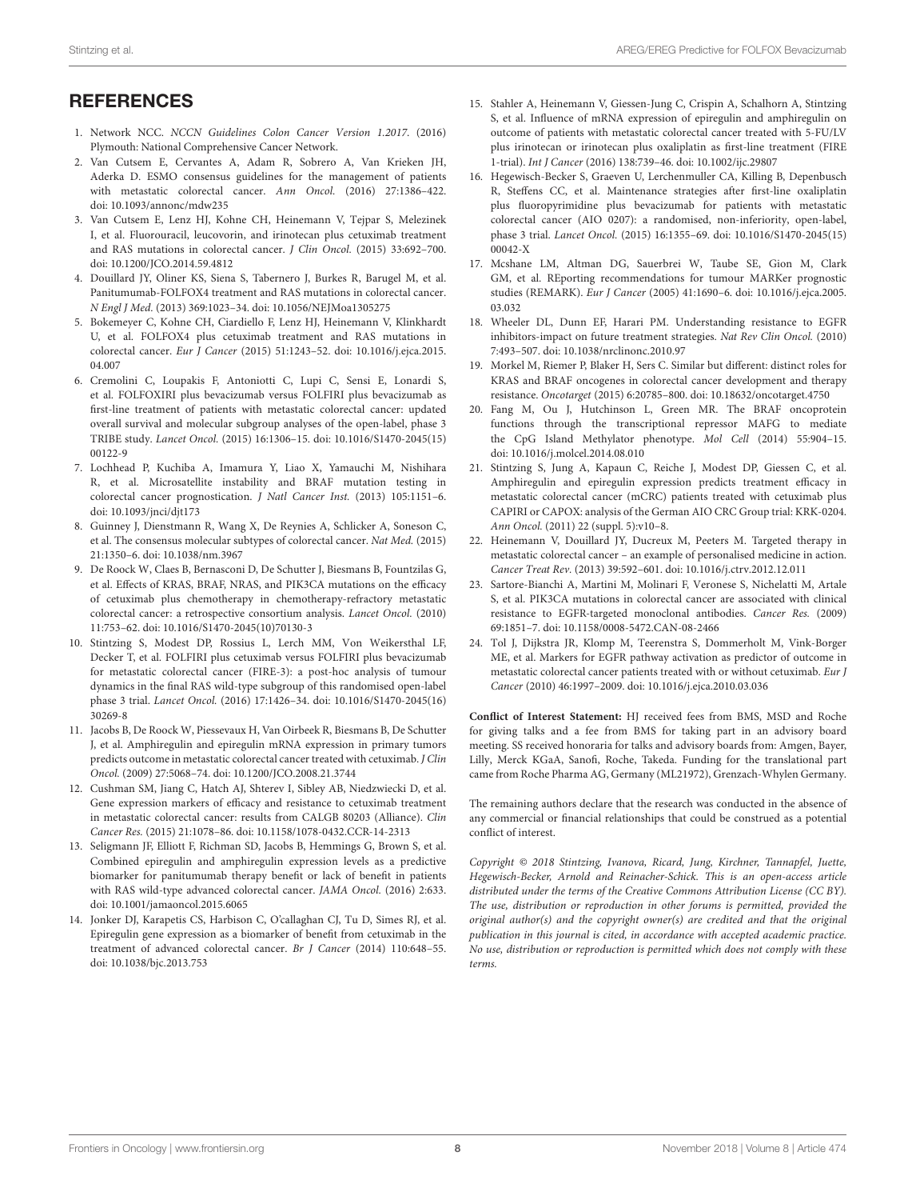## REFERENCES

1. Network NCC. *NCCN Guidelines Colon Cancer Version 1.2017*. (2016) Plymouth: National Comprehensive Cancer Network.
2. Van Cutsem E, Cervantes A, Adam R, Sobrero A, Van Krieken JH, Aderka D. ESMO consensus guidelines for the management of patients with metastatic colorectal cancer. *Ann Oncol.* (2016) 27:1386–422. doi: 10.1093/annonc/mdw235
3. Van Cutsem E, Lenz HJ, Kohne CH, Heinemann V, Tejpar S, Melezinek I, et al. Fluorouracil, leucovorin, and irinotecan plus cetuximab treatment and RAS mutations in colorectal cancer. *J Clin Oncol.* (2015) 33:692–700. doi: 10.1200/JCO.2014.59.4812
4. Douillard JY, Oliner KS, Siena S, Tabernero J, Burkes R, Barugel M, et al. Panitumumab-FOLFOX4 treatment and RAS mutations in colorectal cancer. *N Engl J Med.* (2013) 369:1023–34. doi: 10.1056/NEJMoa1305275
5. Bokemeyer C, Kohne CH, Ciardiello F, Lenz HJ, Heinemann V, Klinkhardt U, et al. FOLFOX4 plus cetuximab treatment and RAS mutations in colorectal cancer. *Eur J Cancer* (2015) 51:1243–52. doi: 10.1016/j.ejca.2015.04.007
6. Cremolini C, Loupakis F, Antoniotti C, Lupi C, Sensi E, Lonardi S, et al. FOLFOXIRI plus bevacizumab versus FOLFIRI plus bevacizumab as first-line treatment of patients with metastatic colorectal cancer: updated overall survival and molecular subgroup analyses of the open-label, phase 3 TRIBE study. *Lancet Oncol.* (2015) 16:1306–15. doi: 10.1016/S1470-2045(15)00122-9
7. Lochhead P, Kuchiba A, Imamura Y, Liao X, Yamauchi M, Nishihara R, et al. Microsatellite instability and BRAF mutation testing in colorectal cancer prognostication. *J Natl Cancer Inst.* (2013) 105:1151–6. doi: 10.1093/jnci/djt173
8. Guinney J, Dienstmann R, Wang X, De Reynies A, Schlicker A, Soneson C, et al. The consensus molecular subtypes of colorectal cancer. *Nat Med.* (2015) 21:1350–6. doi: 10.1038/nm.3967
9. De Roock W, Claes B, Bernasconi D, De Schutter J, Biesmans B, Fountzilas G, et al. Effects of KRAS, BRAF, NRAS, and PIK3CA mutations on the efficacy of cetuximab plus chemotherapy in chemotherapy-refractory metastatic colorectal cancer: a retrospective consortium analysis. *Lancet Oncol.* (2010) 11:753–62. doi: 10.1016/S1470-2045(10)70130-3
10. Stintzing S, Modest DP, Rossius L, Lerch MM, Von Weikersthal LF, Decker T, et al. FOLFIRI plus cetuximab versus FOLFIRI plus bevacizumab for metastatic colorectal cancer (FIRE-3): a post-hoc analysis of tumour dynamics in the final RAS wild-type subgroup of this randomised open-label phase 3 trial. *Lancet Oncol.* (2016) 17:1426–34. doi: 10.1016/S1470-2045(16)30269-8
11. Jacobs B, De Roock W, Piessevaux H, Van Oirbeek R, Biesmans B, De Schutter J, et al. Amphiregulin and epiregulin mRNA expression in primary tumors predicts outcome in metastatic colorectal cancer treated with cetuximab. *J Clin Oncol.* (2009) 27:5068–74. doi: 10.1200/JCO.2008.21.3744
12. Cushman SM, Jiang C, Hatch AJ, Shterev I, Sibley AB, Niedzwiecki D, et al. Gene expression markers of efficacy and resistance to cetuximab treatment in metastatic colorectal cancer: results from CALGB 80203 (Alliance). *Clin Cancer Res.* (2015) 21:1078–86. doi: 10.1158/1078-0432.CCR-14-2313
13. Seligmann JF, Elliott F, Richman SD, Jacobs B, Hemmings G, Brown S, et al. Combined epiregulin and amphiregulin expression levels as a predictive biomarker for panitumumab therapy benefit or lack of benefit in patients with RAS wild-type advanced colorectal cancer. *JAMA Oncol.* (2016) 2:633. doi: 10.1001/jamaoncol.2015.6065
14. Jonker DJ, Karapetis CS, Harbison C, O'callaghan CJ, Tu D, Simes RJ, et al. Epiregulin gene expression as a biomarker of benefit from cetuximab in the treatment of advanced colorectal cancer. *Br J Cancer* (2014) 110:648–55. doi: 10.1038/bjc.2013.753
15. Stahler A, Heinemann V, Giessen-Jung C, Crispin A, Schalhorn A, Stintzing S, et al. Influence of mRNA expression of epiregulin and amphiregulin on outcome of patients with metastatic colorectal cancer treated with 5-FU/LV plus irinotecan or irinotecan plus oxaliplatin as first-line treatment (FIRE 1-trial). *Int J Cancer* (2016) 138:739–46. doi: 10.1002/ijc.29807
16. Hegewisch-Becker S, Graeven U, Lerchenmuller CA, Killing B, Depenbusch R, Steffens CC, et al. Maintenance strategies after first-line oxaliplatin plus fluoropyrimidine plus bevacizumab for patients with metastatic colorectal cancer (AIO 0207): a randomised, non-inferiority, open-label, phase 3 trial. *Lancet Oncol.* (2015) 16:1355–69. doi: 10.1016/S1470-2045(15)00042-X
17. Mcshane LM, Altman DG, Sauerbrei W, Taube SE, Gion M, Clark GM, et al. REporting recommendations for tumour MARKer prognostic studies (REMARK). *Eur J Cancer* (2005) 41:1690–6. doi: 10.1016/j.ejca.2005.03.032
18. Wheeler DL, Dunn EF, Harari PM. Understanding resistance to EGFR inhibitors-impact on future treatment strategies. *Nat Rev Clin Oncol.* (2010) 7:493–507. doi: 10.1038/nrclinonc.2010.97
19. Morkel M, Riemer P, Blaker H, Sers C. Similar but different: distinct roles for KRAS and BRAF oncogenes in colorectal cancer development and therapy resistance. *Oncotarget* (2015) 6:20785–800. doi: 10.18632/oncotarget.4750
20. Fang M, Ou J, Hutchinson L, Green MR. The BRAF oncoprotein functions through the transcriptional repressor MAFG to mediate the CpG Island Methylator phenotype. *Mol Cell* (2014) 55:904–15. doi: 10.1016/j.molcel.2014.08.010
21. Stintzing S, Jung A, Kapaun C, Reiche J, Modest DP, Giessen C, et al. Amphiregulin and epiregulin expression predicts treatment efficacy in metastatic colorectal cancer (mCRC) patients treated with cetuximab plus CAPIRI or CAPOX: analysis of the German AIO CRC Group trial: KRK-0204. *Ann Oncol.* (2011) 22 (suppl. 5):v10–8.
22. Heinemann V, Douillard JY, Ducreux M, Peeters M. Targeted therapy in metastatic colorectal cancer – an example of personalised medicine in action. *Cancer Treat Rev.* (2013) 39:592–601. doi: 10.1016/j.ctrv.2012.12.011
23. Sartore-Bianchi A, Martini M, Molinari F, Veronese S, Nichelatti M, Artale S, et al. PIK3CA mutations in colorectal cancer are associated with clinical resistance to EGFR-targeted monoclonal antibodies. *Cancer Res.* (2009) 69:1851–7. doi: 10.1158/0008-5472.CAN-08-2466
24. Tol J, Dijkstra JR, Klomp M, Teerenstra S, Dommerholt M, Vink-Borger ME, et al. Markers for EGFR pathway activation as predictor of outcome in metastatic colorectal cancer patients treated with or without cetuximab. *Eur J Cancer* (2010) 46:1997–2009. doi: 10.1016/j.ejca.2010.03.036

**Conflict of Interest Statement:** HJ received fees from BMS, MSD and Roche for giving talks and a fee from BMS for taking part in an advisory board meeting. SS received honoraria for talks and advisory boards from: Amgen, Bayer, Lilly, Merck KGaA, Sanofi, Roche, Takeda. Funding for the translational part came from Roche Pharma AG, Germany (ML21972), Grenzach-Whylen Germany.

The remaining authors declare that the research was conducted in the absence of any commercial or financial relationships that could be construed as a potential conflict of interest.

*Copyright © 2018 Stintzing, Ivanova, Ricard, Jung, Kirchner, Tannapfel, Juette, Hegewisch-Becker, Arnold and Reinacher-Schick. This is an open-access article distributed under the terms of the Creative Commons Attribution License (CC BY). The use, distribution or reproduction in other forums is permitted, provided the original author(s) and the copyright owner(s) are credited and that the original publication in this journal is cited, in accordance with accepted academic practice. No use, distribution or reproduction is permitted which does not comply with these terms.*